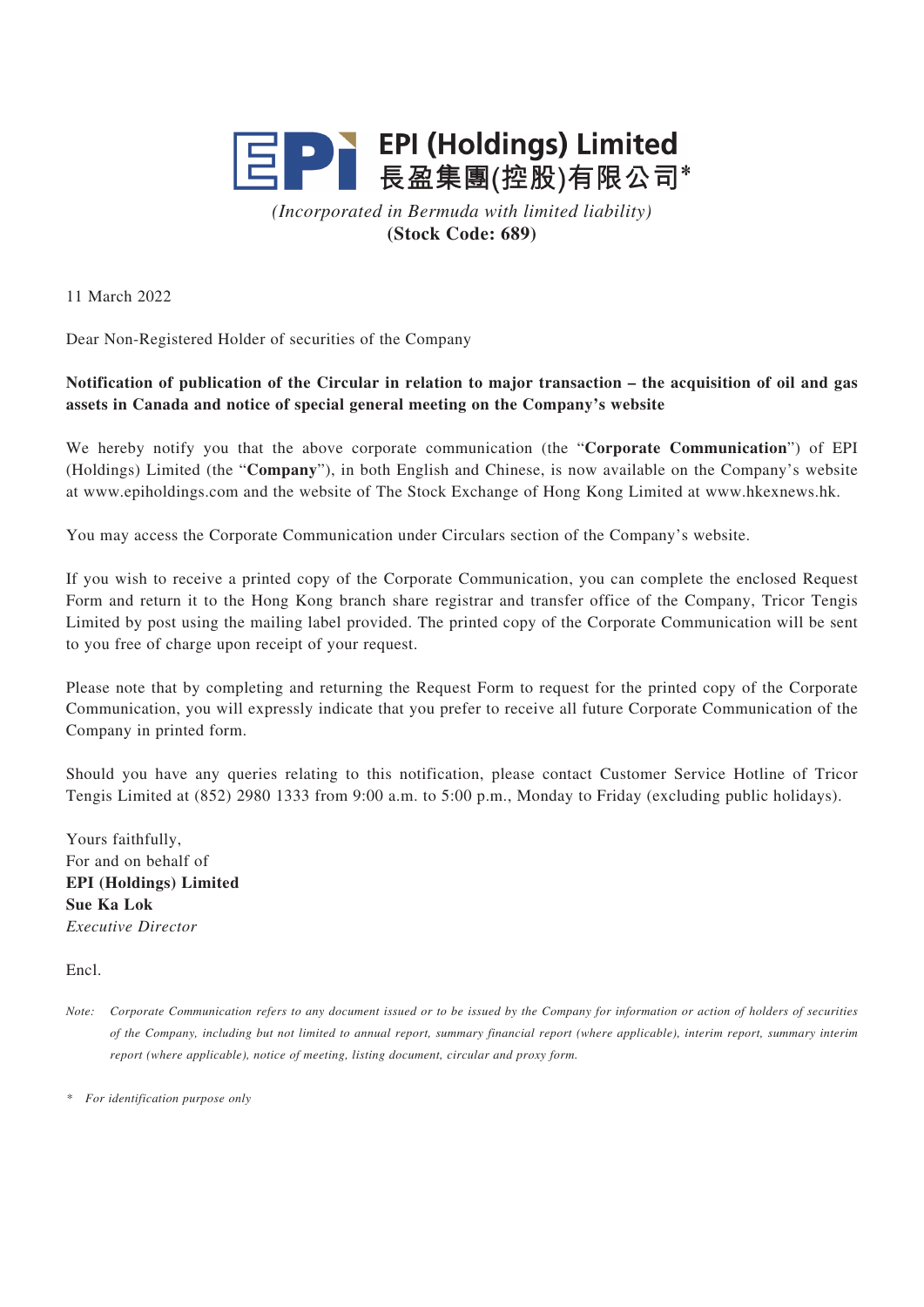# EPI (Holdings) Limited
# 長盈集團(控股)有限公司*

*(Incorporated in Bermuda with limited liability)*
**(Stock Code: 689)**

11 March 2022

Dear Non-Registered Holder of securities of the Company

**Notification of publication of the Circular in relation to major transaction – the acquisition of oil and gas assets in Canada and notice of special general meeting on the Company's website**

We hereby notify you that the above corporate communication (the "**Corporate Communication**") of EPI (Holdings) Limited (the "**Company**"), in both English and Chinese, is now available on the Company's website at www.epiholdings.com and the website of The Stock Exchange of Hong Kong Limited at www.hkexnews.hk.

You may access the Corporate Communication under Circulars section of the Company's website.

If you wish to receive a printed copy of the Corporate Communication, you can complete the enclosed Request Form and return it to the Hong Kong branch share registrar and transfer office of the Company, Tricor Tengis Limited by post using the mailing label provided. The printed copy of the Corporate Communication will be sent to you free of charge upon receipt of your request.

Please note that by completing and returning the Request Form to request for the printed copy of the Corporate Communication, you will expressly indicate that you prefer to receive all future Corporate Communication of the Company in printed form.

Should you have any queries relating to this notification, please contact Customer Service Hotline of Tricor Tengis Limited at (852) 2980 1333 from 9:00 a.m. to 5:00 p.m., Monday to Friday (excluding public holidays).

Yours faithfully,
For and on behalf of
**EPI (Holdings) Limited**
**Sue Ka Lok**
*Executive Director*

Encl.

*Note: Corporate Communication refers to any document issued or to be issued by the Company for information or action of holders of securities of the Company, including but not limited to annual report, summary financial report (where applicable), interim report, summary interim report (where applicable), notice of meeting, listing document, circular and proxy form.*

\* *For identification purpose only*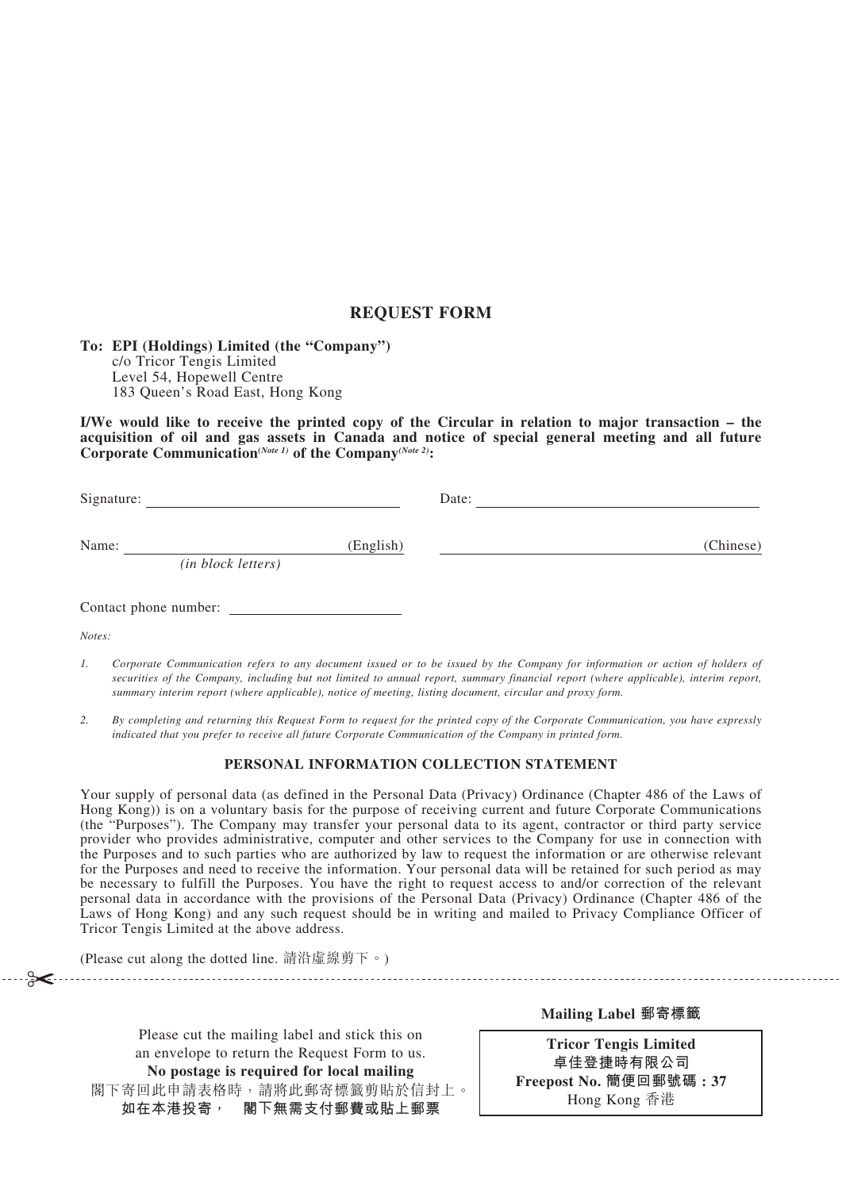# REQUEST FORM

**To: EPI (Holdings) Limited (the "Company")**
c/o Tricor Tengis Limited
Level 54, Hopewell Centre
183 Queen's Road East, Hong Kong

**I/We would like to receive the printed copy of the Circular in relation to major transaction – the acquisition of oil and gas assets in Canada and notice of special general meeting and all future Corporate Communication*(Note 1)* of the Company*(Note 2)*:**

Signature: ______________________ Date: ______________________

Name: ______________________ (English) ______________________ (Chinese)
*(in block letters)*

Contact phone number: ______________________

*Notes:*

1. *Corporate Communication refers to any document issued or to be issued by the Company for information or action of holders of securities of the Company, including but not limited to annual report, summary financial report (where applicable), interim report, summary interim report (where applicable), notice of meeting, listing document, circular and proxy form.*

2. *By completing and returning this Request Form to request for the printed copy of the Corporate Communication, you have expressly indicated that you prefer to receive all future Corporate Communication of the Company in printed form.*

## PERSONAL INFORMATION COLLECTION STATEMENT

Your supply of personal data (as defined in the Personal Data (Privacy) Ordinance (Chapter 486 of the Laws of Hong Kong)) is on a voluntary basis for the purpose of receiving current and future Corporate Communications (the "Purposes"). The Company may transfer your personal data to its agent, contractor or third party service provider who provides administrative, computer and other services to the Company for use in connection with the Purposes and to such parties who are authorized by law to request the information or are otherwise relevant for the Purposes and need to receive the information. Your personal data will be retained for such period as may be necessary to fulfill the Purposes. You have the right to request access to and/or correction of the relevant personal data in accordance with the provisions of the Personal Data (Privacy) Ordinance (Chapter 486 of the Laws of Hong Kong) and any such request should be in writing and mailed to Privacy Compliance Officer of Tricor Tengis Limited at the above address.

(Please cut along the dotted line. 請沿虛線剪下。)

Please cut the mailing label and stick this on an envelope to return the Request Form to us.
**No postage is required for local mailing**
閣下寄回此申請表格時，請將此郵寄標籤剪貼於信封上。
**如在本港投寄， 閣下無需支付郵費或貼上郵票**

**Mailing Label 郵寄標籤**

**Tricor Tengis Limited**
**卓佳登捷時有限公司**
**Freepost No. 簡便回郵號碼：37**
Hong Kong 香港